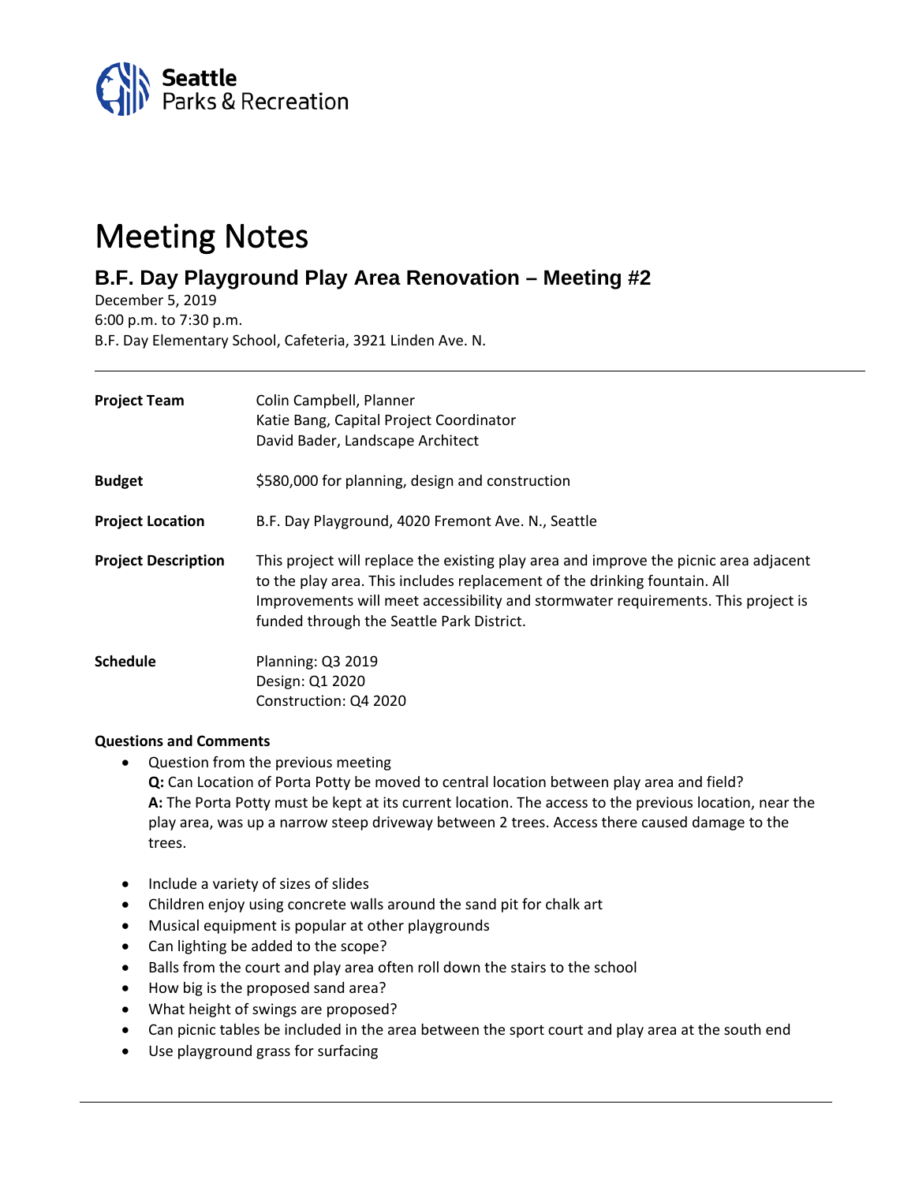Seattle Parks & Recreation

# Meeting Notes

## B.F. Day Playground Play Area Renovation – Meeting #2

December 5, 2019
6:00 p.m. to 7:30 p.m.
B.F. Day Elementary School, Cafeteria, 3921 Linden Ave. N.

---

**Project Team**
Colin Campbell, Planner
Katie Bang, Capital Project Coordinator
David Bader, Landscape Architect

**Budget**
$580,000 for planning, design and construction

**Project Location**
B.F. Day Playground, 4020 Fremont Ave. N., Seattle

**Project Description**
This project will replace the existing play area and improve the picnic area adjacent to the play area. This includes replacement of the drinking fountain. All Improvements will meet accessibility and stormwater requirements. This project is funded through the Seattle Park District.

**Schedule**
Planning: Q3 2019
Design: Q1 2020
Construction: Q4 2020

**Questions and Comments**

- Question from the previous meeting
  **Q:** Can Location of Porta Potty be moved to central location between play area and field?
  **A:** The Porta Potty must be kept at its current location. The access to the previous location, near the play area, was up a narrow steep driveway between 2 trees. Access there caused damage to the trees.

- Include a variety of sizes of slides
- Children enjoy using concrete walls around the sand pit for chalk art
- Musical equipment is popular at other playgrounds
- Can lighting be added to the scope?
- Balls from the court and play area often roll down the stairs to the school
- How big is the proposed sand area?
- What height of swings are proposed?
- Can picnic tables be included in the area between the sport court and play area at the south end
- Use playground grass for surfacing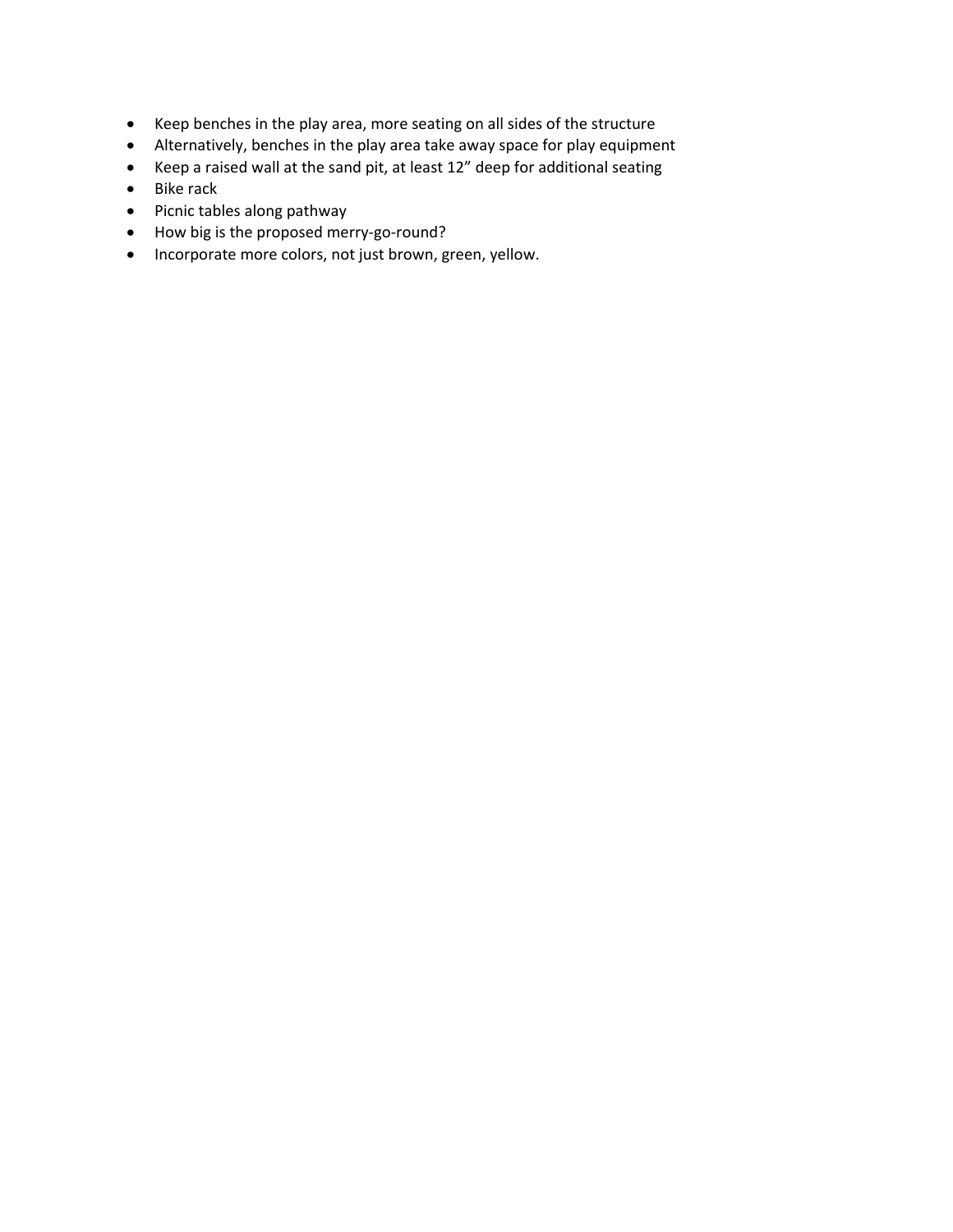- Keep benches in the play area, more seating on all sides of the structure
- Alternatively, benches in the play area take away space for play equipment
- Keep a raised wall at the sand pit, at least 12" deep for additional seating
- Bike rack
- Picnic tables along pathway
- How big is the proposed merry-go-round?
- Incorporate more colors, not just brown, green, yellow.